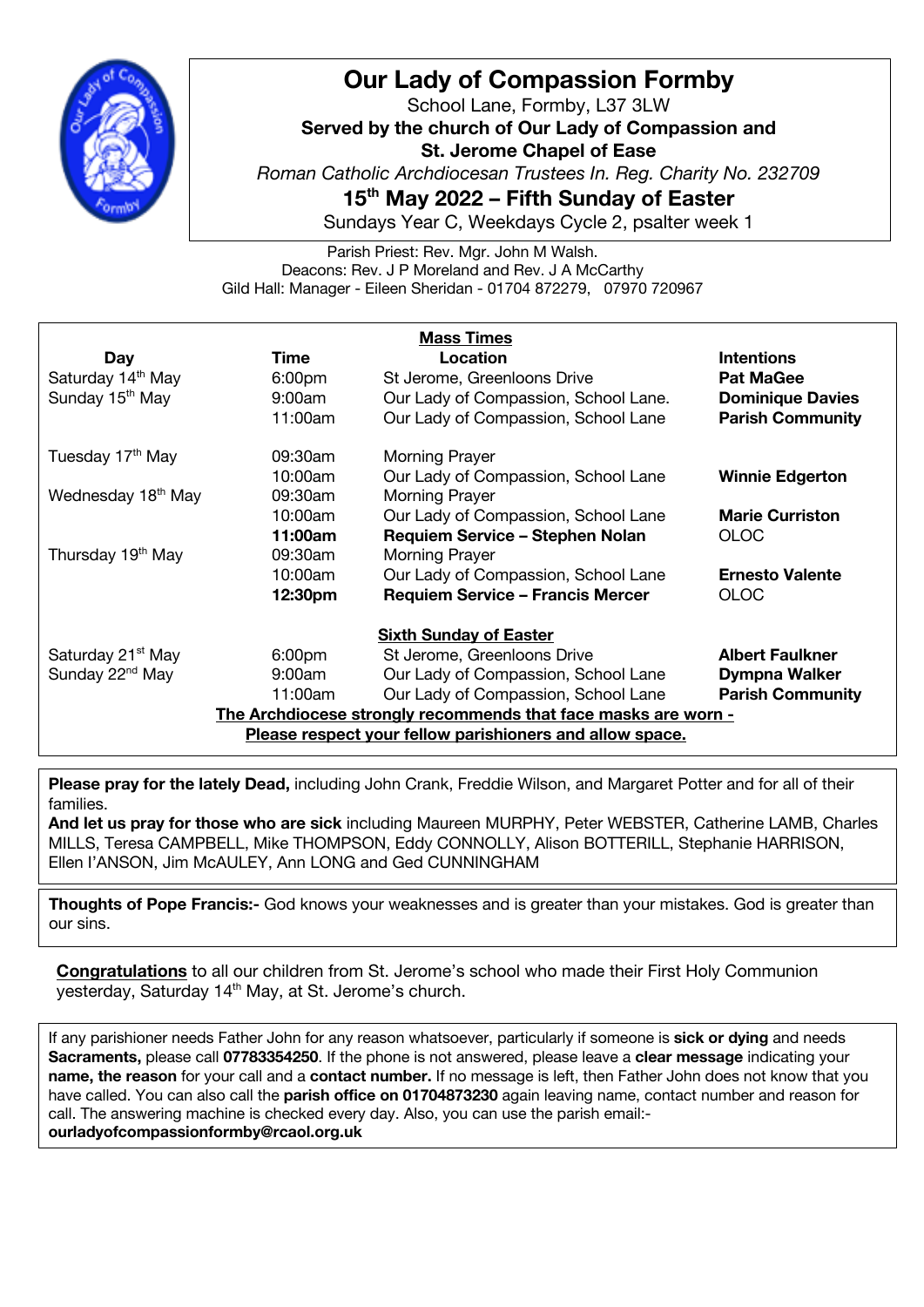# Our Lady of Compassion Formby

School Lane, Formby, L37 3LW

**Served by the church of Our Lady of Compassion and St. Jerome Chapel of Ease**

*Roman Catholic Archdiocesan Trustees In. Reg. Charity No. 232709*

## 15th May 2022 – Fifth Sunday of Easter

Sundays Year C, Weekdays Cycle 2, psalter week 1

Parish Priest: Rev. Mgr. John M Walsh.
Deacons: Rev. J P Moreland and Rev. J A McCarthy
Gild Hall: Manager - Eileen Sheridan - 01704 872279, 07970 720967

**Mass Times**

| Day | Time | Location | Intentions |
|---|---|---|---|
| Saturday 14th May | 6:00pm | St Jerome, Greenloons Drive | **Pat MaGee** |
| Sunday 15th May | 9:00am | Our Lady of Compassion, School Lane. | **Dominique Davies** |
| | 11:00am | Our Lady of Compassion, School Lane | **Parish Community** |
| Tuesday 17th May | 09:30am | Morning Prayer | |
| | 10:00am | Our Lady of Compassion, School Lane | **Winnie Edgerton** |
| Wednesday 18th May | 09:30am | Morning Prayer | |
| | 10:00am | Our Lady of Compassion, School Lane | **Marie Curriston** |
| | **11:00am** | **Requiem Service – Stephen Nolan** | OLOC |
| Thursday 19th May | 09:30am | Morning Prayer | |
| | 10:00am | Our Lady of Compassion, School Lane | **Ernesto Valente** |
| | **12:30pm** | **Requiem Service – Francis Mercer** | OLOC |
| | | **Sixth Sunday of Easter** | |
| Saturday 21st May | 6:00pm | St Jerome, Greenloons Drive | **Albert Faulkner** |
| Sunday 22nd May | 9:00am | Our Lady of Compassion, School Lane | **Dympna Walker** |
| | 11:00am | Our Lady of Compassion, School Lane | **Parish Community** |

**The Archdiocese strongly recommends that face masks are worn - Please respect your fellow parishioners and allow space.**

**Please pray for the lately Dead,** including John Crank, Freddie Wilson, and Margaret Potter and for all of their families.
**And let us pray for those who are sick** including Maureen MURPHY, Peter WEBSTER, Catherine LAMB, Charles MILLS, Teresa CAMPBELL, Mike THOMPSON, Eddy CONNOLLY, Alison BOTTERILL, Stephanie HARRISON, Ellen I'ANSON, Jim McAULEY, Ann LONG and Ged CUNNINGHAM

**Thoughts of Pope Francis:-** God knows your weaknesses and is greater than your mistakes. God is greater than our sins.

**Congratulations** to all our children from St. Jerome's school who made their First Holy Communion yesterday, Saturday 14th May, at St. Jerome's church.

If any parishioner needs Father John for any reason whatsoever, particularly if someone is **sick or dying** and needs **Sacraments,** please call **07783354250**. If the phone is not answered, please leave a **clear message** indicating your **name, the reason** for your call and a **contact number.** If no message is left, then Father John does not know that you have called. You can also call the **parish office on 01704873230** again leaving name, contact number and reason for call. The answering machine is checked every day. Also, you can use the parish email:- **ourladyofcompassionformby@rcaol.org.uk**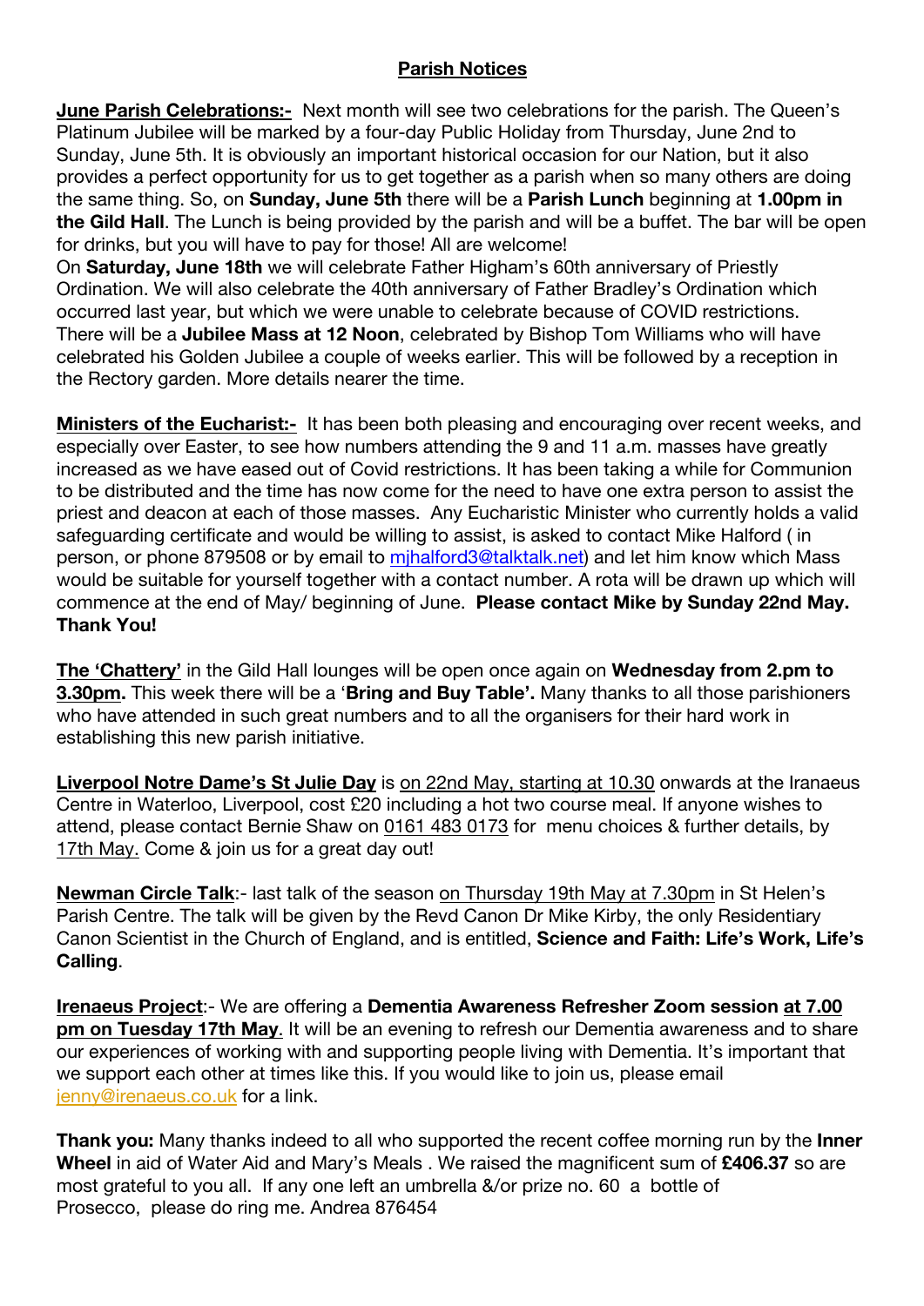## Parish Notices

**June Parish Celebrations:-** Next month will see two celebrations for the parish. The Queen's Platinum Jubilee will be marked by a four-day Public Holiday from Thursday, June 2nd to Sunday, June 5th. It is obviously an important historical occasion for our Nation, but it also provides a perfect opportunity for us to get together as a parish when so many others are doing the same thing. So, on **Sunday, June 5th** there will be a **Parish Lunch** beginning at **1.00pm in the Gild Hall**. The Lunch is being provided by the parish and will be a buffet. The bar will be open for drinks, but you will have to pay for those! All are welcome!

On **Saturday, June 18th** we will celebrate Father Higham's 60th anniversary of Priestly Ordination. We will also celebrate the 40th anniversary of Father Bradley's Ordination which occurred last year, but which we were unable to celebrate because of COVID restrictions. There will be a **Jubilee Mass at 12 Noon**, celebrated by Bishop Tom Williams who will have celebrated his Golden Jubilee a couple of weeks earlier. This will be followed by a reception in the Rectory garden. More details nearer the time.

**Ministers of the Eucharist:-** It has been both pleasing and encouraging over recent weeks, and especially over Easter, to see how numbers attending the 9 and 11 a.m. masses have greatly increased as we have eased out of Covid restrictions. It has been taking a while for Communion to be distributed and the time has now come for the need to have one extra person to assist the priest and deacon at each of those masses. Any Eucharistic Minister who currently holds a valid safeguarding certificate and would be willing to assist, is asked to contact Mike Halford ( in person, or phone 879508 or by email to mjhalford3@talktalk.net) and let him know which Mass would be suitable for yourself together with a contact number. A rota will be drawn up which will commence at the end of May/ beginning of June. **Please contact Mike by Sunday 22nd May. Thank You!**

**The 'Chattery'** in the Gild Hall lounges will be open once again on **Wednesday from 2.pm to 3.30pm.** This week there will be a '**Bring and Buy Table'.** Many thanks to all those parishioners who have attended in such great numbers and to all the organisers for their hard work in establishing this new parish initiative.

**Liverpool Notre Dame's St Julie Day** is on 22nd May, starting at 10.30 onwards at the Iranaeus Centre in Waterloo, Liverpool, cost £20 including a hot two course meal. If anyone wishes to attend, please contact Bernie Shaw on 0161 483 0173 for menu choices & further details, by 17th May. Come & join us for a great day out!

**Newman Circle Talk**:- last talk of the season on Thursday 19th May at 7.30pm in St Helen's Parish Centre. The talk will be given by the Revd Canon Dr Mike Kirby, the only Residentiary Canon Scientist in the Church of England, and is entitled, **Science and Faith: Life's Work, Life's Calling**.

**Irenaeus Project**:- We are offering a **Dementia Awareness Refresher Zoom session at 7.00 pm on Tuesday 17th May**. It will be an evening to refresh our Dementia awareness and to share our experiences of working with and supporting people living with Dementia. It's important that we support each other at times like this. If you would like to join us, please email jenny@irenaeus.co.uk for a link.

**Thank you:** Many thanks indeed to all who supported the recent coffee morning run by the **Inner Wheel** in aid of Water Aid and Mary's Meals . We raised the magnificent sum of **£406.37** so are most grateful to you all. If any one left an umbrella &/or prize no. 60 a bottle of Prosecco, please do ring me. Andrea 876454